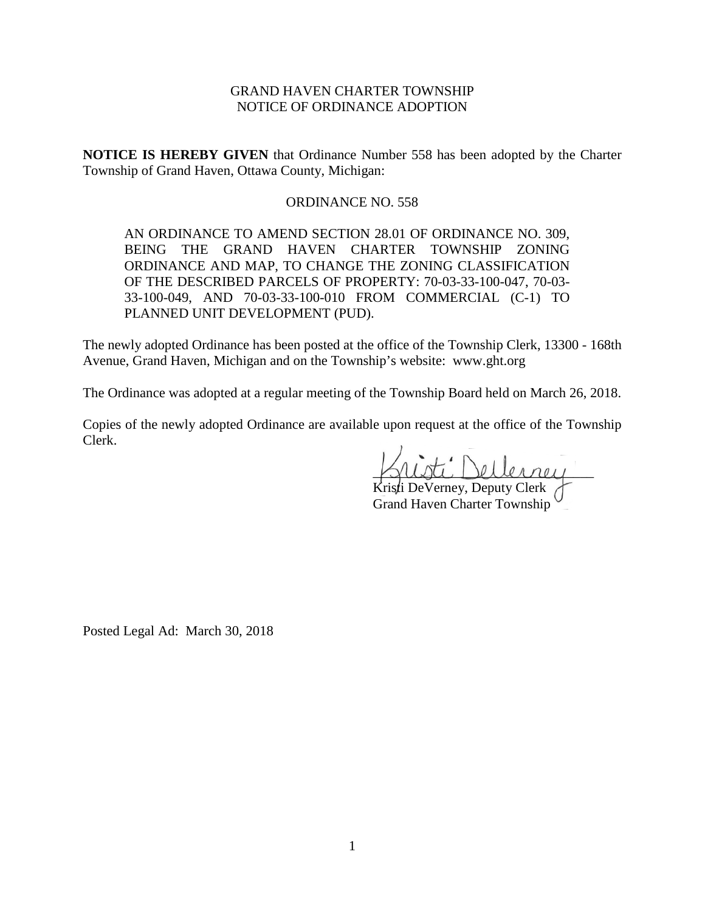GRAND HAVEN CHARTER TOWNSHIP
NOTICE OF ORDINANCE ADOPTION

**NOTICE IS HEREBY GIVEN** that Ordinance Number 558 has been adopted by the Charter Township of Grand Haven, Ottawa County, Michigan:

ORDINANCE NO. 558

> AN ORDINANCE TO AMEND SECTION 28.01 OF ORDINANCE NO. 309, BEING THE GRAND HAVEN CHARTER TOWNSHIP ZONING ORDINANCE AND MAP, TO CHANGE THE ZONING CLASSIFICATION OF THE DESCRIBED PARCELS OF PROPERTY: 70-03-33-100-047, 70-03-33-100-049, AND 70-03-33-100-010 FROM COMMERCIAL (C-1) TO PLANNED UNIT DEVELOPMENT (PUD).

The newly adopted Ordinance has been posted at the office of the Township Clerk, 13300 - 168th Avenue, Grand Haven, Michigan and on the Township's website: www.ght.org

The Ordinance was adopted at a regular meeting of the Township Board held on March 26, 2018.

Copies of the newly adopted Ordinance are available upon request at the office of the Township Clerk.

Kristi DeVerney, Deputy Clerk
Grand Haven Charter Township

Posted Legal Ad: March 30, 2018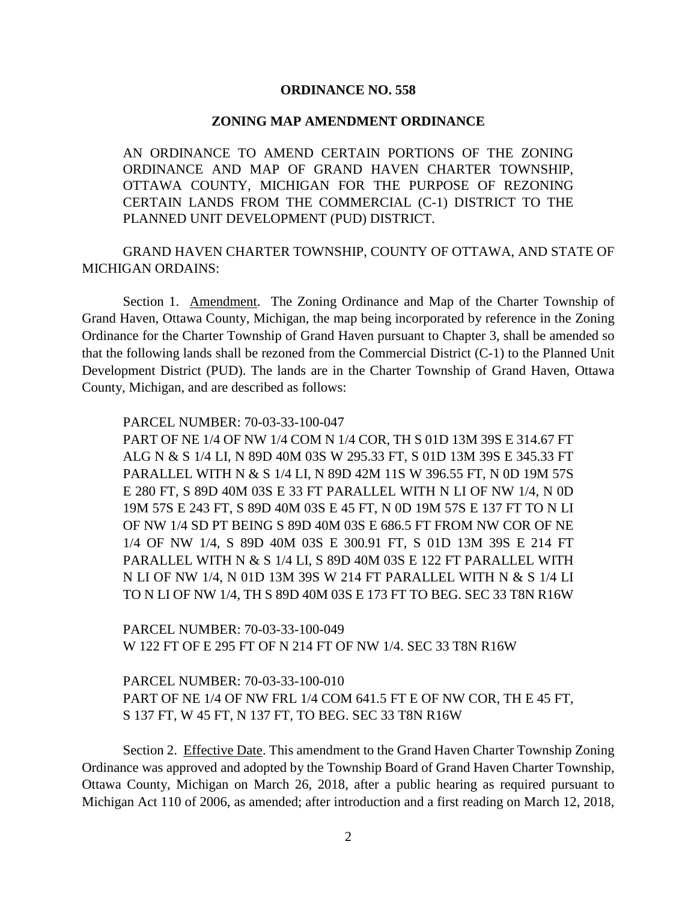**ORDINANCE NO. 558**

**ZONING MAP AMENDMENT ORDINANCE**

AN ORDINANCE TO AMEND CERTAIN PORTIONS OF THE ZONING ORDINANCE AND MAP OF GRAND HAVEN CHARTER TOWNSHIP, OTTAWA COUNTY, MICHIGAN FOR THE PURPOSE OF REZONING CERTAIN LANDS FROM THE COMMERCIAL (C-1) DISTRICT TO THE PLANNED UNIT DEVELOPMENT (PUD) DISTRICT.

GRAND HAVEN CHARTER TOWNSHIP, COUNTY OF OTTAWA, AND STATE OF MICHIGAN ORDAINS:

Section 1. Amendment. The Zoning Ordinance and Map of the Charter Township of Grand Haven, Ottawa County, Michigan, the map being incorporated by reference in the Zoning Ordinance for the Charter Township of Grand Haven pursuant to Chapter 3, shall be amended so that the following lands shall be rezoned from the Commercial District (C-1) to the Planned Unit Development District (PUD). The lands are in the Charter Township of Grand Haven, Ottawa County, Michigan, and are described as follows:

PARCEL NUMBER: 70-03-33-100-047
PART OF NE 1/4 OF NW 1/4 COM N 1/4 COR, TH S 01D 13M 39S E 314.67 FT ALG N & S 1/4 LI, N 89D 40M 03S W 295.33 FT, S 01D 13M 39S E 345.33 FT PARALLEL WITH N & S 1/4 LI, N 89D 42M 11S W 396.55 FT, N 0D 19M 57S E 280 FT, S 89D 40M 03S E 33 FT PARALLEL WITH N LI OF NW 1/4, N 0D 19M 57S E 243 FT, S 89D 40M 03S E 45 FT, N 0D 19M 57S E 137 FT TO N LI OF NW 1/4 SD PT BEING S 89D 40M 03S E 686.5 FT FROM NW COR OF NE 1/4 OF NW 1/4, S 89D 40M 03S E 300.91 FT, S 01D 13M 39S E 214 FT PARALLEL WITH N & S 1/4 LI, S 89D 40M 03S E 122 FT PARALLEL WITH N LI OF NW 1/4, N 01D 13M 39S W 214 FT PARALLEL WITH N & S 1/4 LI TO N LI OF NW 1/4, TH S 89D 40M 03S E 173 FT TO BEG. SEC 33 T8N R16W

PARCEL NUMBER: 70-03-33-100-049
W 122 FT OF E 295 FT OF N 214 FT OF NW 1/4. SEC 33 T8N R16W

PARCEL NUMBER: 70-03-33-100-010
PART OF NE 1/4 OF NW FRL 1/4 COM 641.5 FT E OF NW COR, TH E 45 FT, S 137 FT, W 45 FT, N 137 FT, TO BEG. SEC 33 T8N R16W

Section 2. Effective Date. This amendment to the Grand Haven Charter Township Zoning Ordinance was approved and adopted by the Township Board of Grand Haven Charter Township, Ottawa County, Michigan on March 26, 2018, after a public hearing as required pursuant to Michigan Act 110 of 2006, as amended; after introduction and a first reading on March 12, 2018,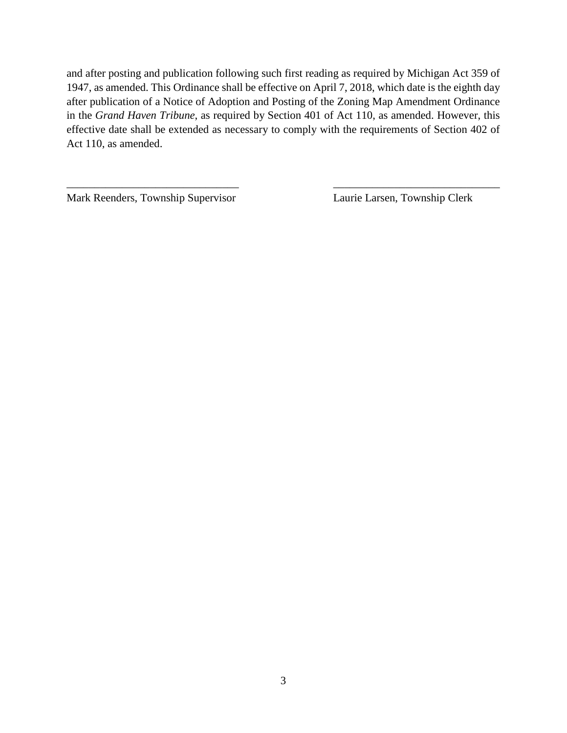and after posting and publication following such first reading as required by Michigan Act 359 of 1947, as amended. This Ordinance shall be effective on April 7, 2018, which date is the eighth day after publication of a Notice of Adoption and Posting of the Zoning Map Amendment Ordinance in the *Grand Haven Tribune*, as required by Section 401 of Act 110, as amended. However, this effective date shall be extended as necessary to comply with the requirements of Section 402 of Act 110, as amended.

| _______________________________ | _______________________________ |
|---|---|
| Mark Reenders, Township Supervisor | Laurie Larsen, Township Clerk |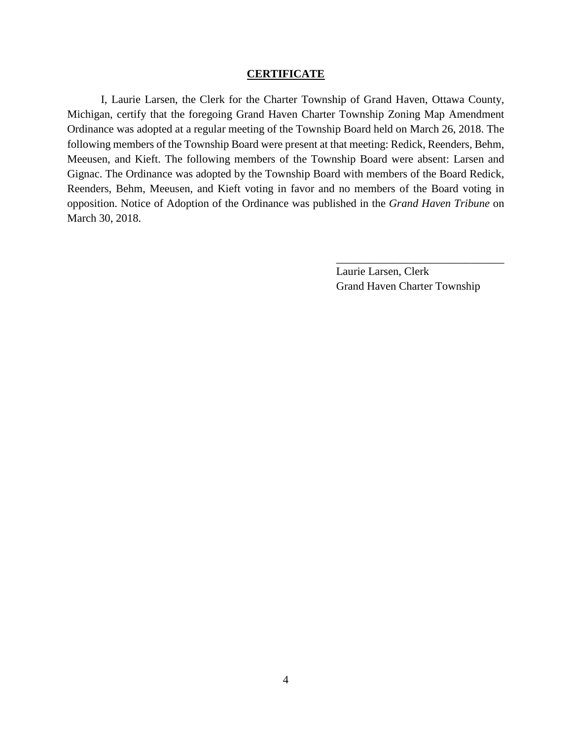**CERTIFICATE**

I, Laurie Larsen, the Clerk for the Charter Township of Grand Haven, Ottawa County, Michigan, certify that the foregoing Grand Haven Charter Township Zoning Map Amendment Ordinance was adopted at a regular meeting of the Township Board held on March 26, 2018. The following members of the Township Board were present at that meeting: Redick, Reenders, Behm, Meeusen, and Kieft. The following members of the Township Board were absent: Larsen and Gignac. The Ordinance was adopted by the Township Board with members of the Board Redick, Reenders, Behm, Meeusen, and Kieft voting in favor and no members of the Board voting in opposition. Notice of Adoption of the Ordinance was published in the *Grand Haven Tribune* on March 30, 2018.

______________________________
Laurie Larsen, Clerk
Grand Haven Charter Township